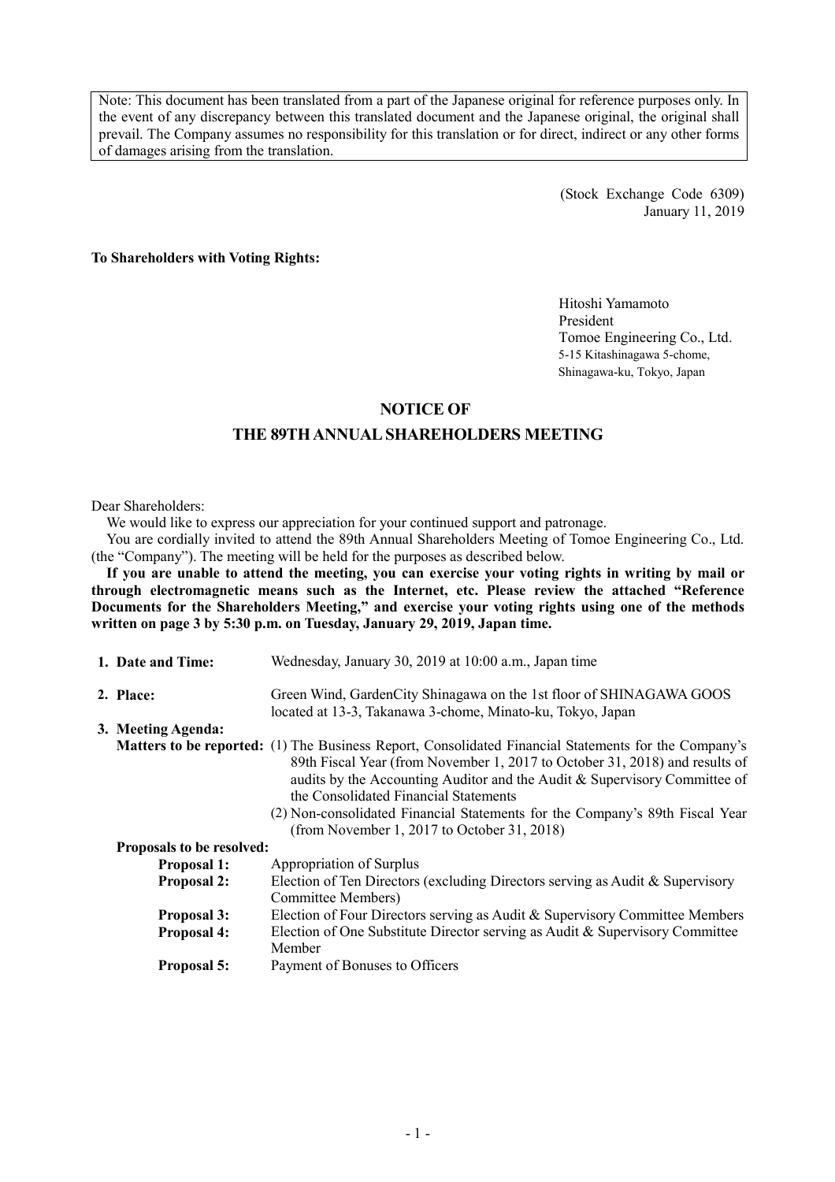Note: This document has been translated from a part of the Japanese original for reference purposes only. In the event of any discrepancy between this translated document and the Japanese original, the original shall prevail. The Company assumes no responsibility for this translation or for direct, indirect or any other forms of damages arising from the translation.

(Stock Exchange Code 6309)
January 11, 2019

**To Shareholders with Voting Rights:**

Hitoshi Yamamoto
President
Tomoe Engineering Co., Ltd.
5-15 Kitashinagawa 5-chome,
Shinagawa-ku, Tokyo, Japan

# NOTICE OF THE 89TH ANNUAL SHAREHOLDERS MEETING

Dear Shareholders:

We would like to express our appreciation for your continued support and patronage.

You are cordially invited to attend the 89th Annual Shareholders Meeting of Tomoe Engineering Co., Ltd. (the "Company"). The meeting will be held for the purposes as described below.

**If you are unable to attend the meeting, you can exercise your voting rights in writing by mail or through electromagnetic means such as the Internet, etc. Please review the attached "Reference Documents for the Shareholders Meeting," and exercise your voting rights using one of the methods written on page 3 by 5:30 p.m. on Tuesday, January 29, 2019, Japan time.**

**1. Date and Time:** Wednesday, January 30, 2019 at 10:00 a.m., Japan time

**2. Place:** Green Wind, GardenCity Shinagawa on the 1st floor of SHINAGAWA GOOS located at 13-3, Takanawa 3-chome, Minato-ku, Tokyo, Japan

**3. Meeting Agenda:**

**Matters to be reported:**

(1) The Business Report, Consolidated Financial Statements for the Company's 89th Fiscal Year (from November 1, 2017 to October 31, 2018) and results of audits by the Accounting Auditor and the Audit & Supervisory Committee of the Consolidated Financial Statements

(2) Non-consolidated Financial Statements for the Company's 89th Fiscal Year (from November 1, 2017 to October 31, 2018)

**Proposals to be resolved:**

**Proposal 1:** Appropriation of Surplus

**Proposal 2:** Election of Ten Directors (excluding Directors serving as Audit & Supervisory Committee Members)

**Proposal 3:** Election of Four Directors serving as Audit & Supervisory Committee Members

**Proposal 4:** Election of One Substitute Director serving as Audit & Supervisory Committee Member

**Proposal 5:** Payment of Bonuses to Officers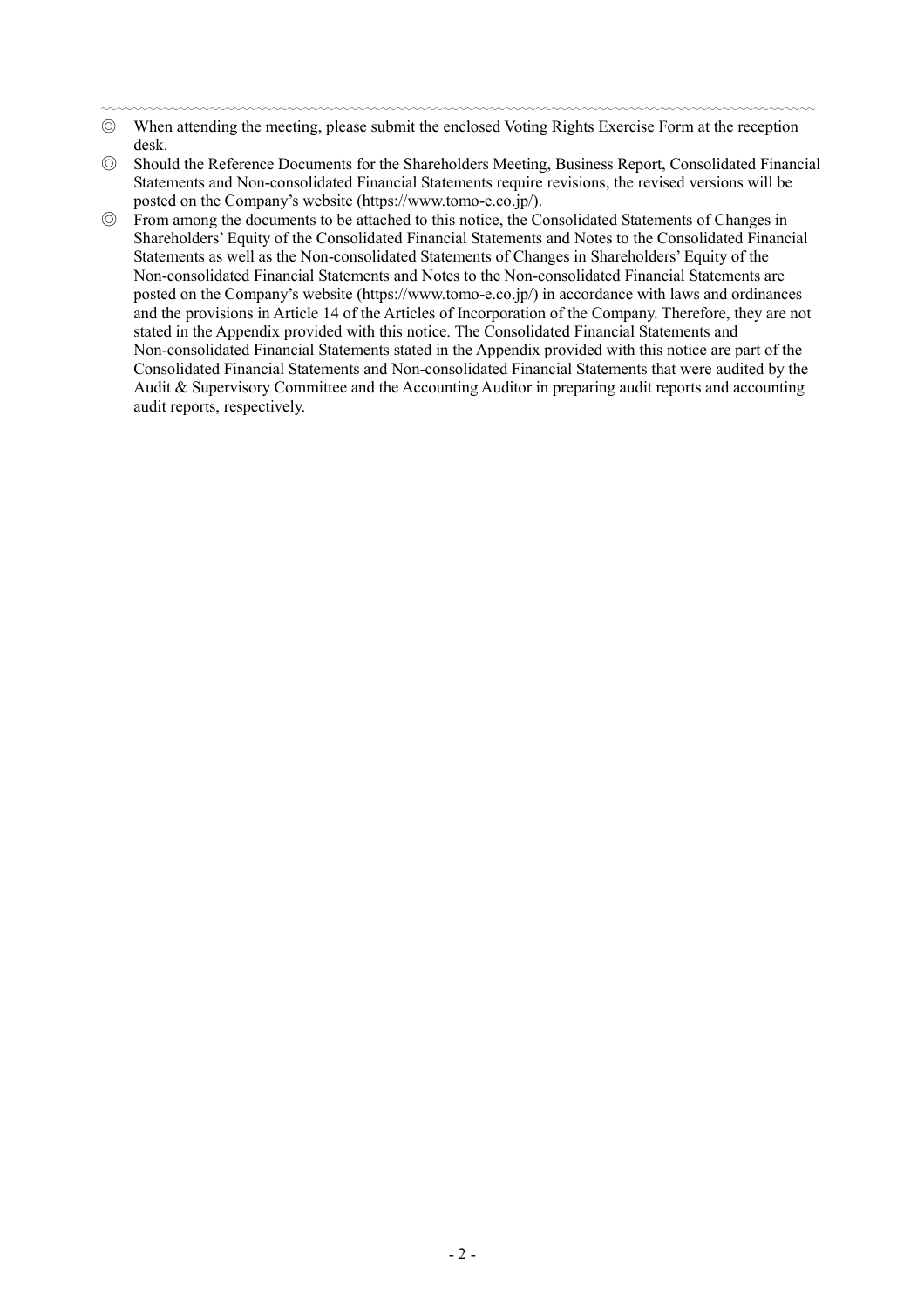- ◎ When attending the meeting, please submit the enclosed Voting Rights Exercise Form at the reception desk.
- ◎ Should the Reference Documents for the Shareholders Meeting, Business Report, Consolidated Financial Statements and Non-consolidated Financial Statements require revisions, the revised versions will be posted on the Company's website (https://www.tomo-e.co.jp/).
- ◎ From among the documents to be attached to this notice, the Consolidated Statements of Changes in Shareholders' Equity of the Consolidated Financial Statements and Notes to the Consolidated Financial Statements as well as the Non-consolidated Statements of Changes in Shareholders' Equity of the Non-consolidated Financial Statements and Notes to the Non-consolidated Financial Statements are posted on the Company's website (https://www.tomo-e.co.jp/) in accordance with laws and ordinances and the provisions in Article 14 of the Articles of Incorporation of the Company. Therefore, they are not stated in the Appendix provided with this notice. The Consolidated Financial Statements and Non-consolidated Financial Statements stated in the Appendix provided with this notice are part of the Consolidated Financial Statements and Non-consolidated Financial Statements that were audited by the Audit & Supervisory Committee and the Accounting Auditor in preparing audit reports and accounting audit reports, respectively.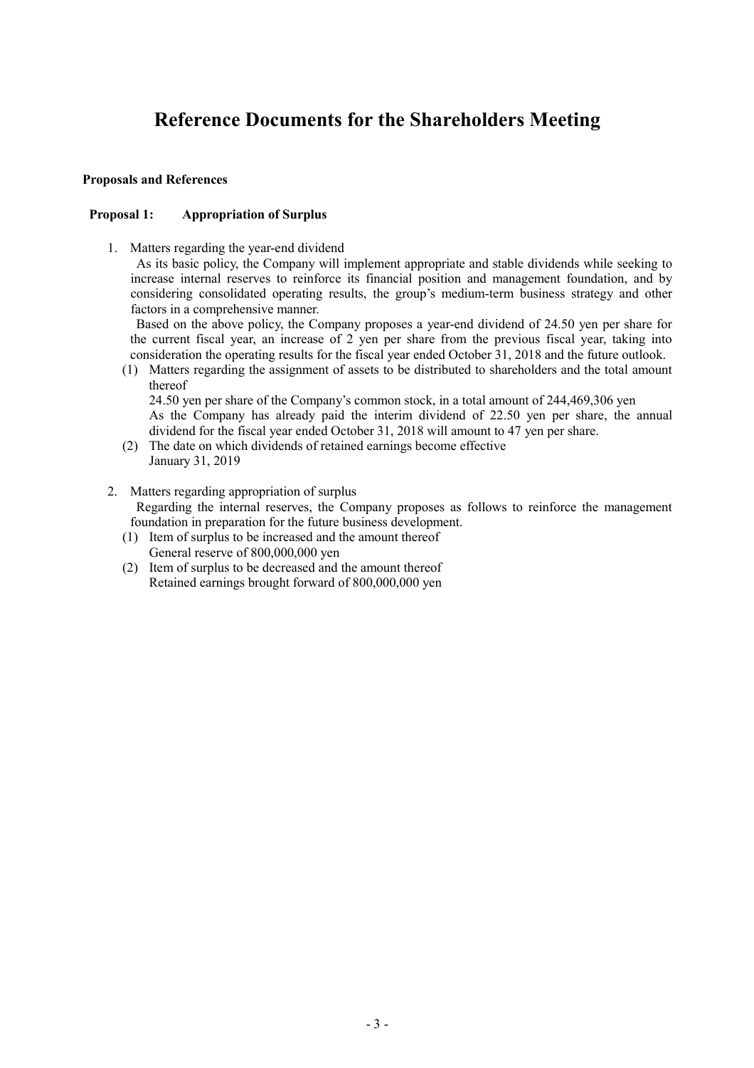# Reference Documents for the Shareholders Meeting

### Proposals and References

#### Proposal 1: Appropriation of Surplus

1. Matters regarding the year-end dividend

   As its basic policy, the Company will implement appropriate and stable dividends while seeking to increase internal reserves to reinforce its financial position and management foundation, and by considering consolidated operating results, the group's medium-term business strategy and other factors in a comprehensive manner.

   Based on the above policy, the Company proposes a year-end dividend of 24.50 yen per share for the current fiscal year, an increase of 2 yen per share from the previous fiscal year, taking into consideration the operating results for the fiscal year ended October 31, 2018 and the future outlook.

   (1) Matters regarding the assignment of assets to be distributed to shareholders and the total amount thereof

   24.50 yen per share of the Company's common stock, in a total amount of 244,469,306 yen

   As the Company has already paid the interim dividend of 22.50 yen per share, the annual dividend for the fiscal year ended October 31, 2018 will amount to 47 yen per share.

   (2) The date on which dividends of retained earnings become effective

   January 31, 2019

2. Matters regarding appropriation of surplus

   Regarding the internal reserves, the Company proposes as follows to reinforce the management foundation in preparation for the future business development.

   (1) Item of surplus to be increased and the amount thereof

   General reserve of 800,000,000 yen

   (2) Item of surplus to be decreased and the amount thereof

   Retained earnings brought forward of 800,000,000 yen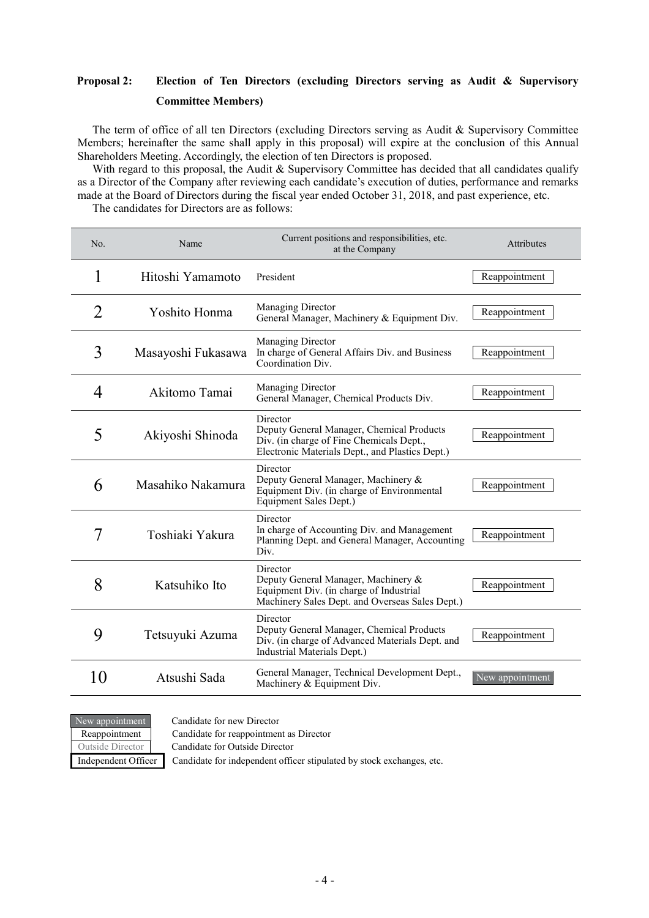**Proposal 2: Election of Ten Directors (excluding Directors serving as Audit & Supervisory Committee Members)**

The term of office of all ten Directors (excluding Directors serving as Audit & Supervisory Committee Members; hereinafter the same shall apply in this proposal) will expire at the conclusion of this Annual Shareholders Meeting. Accordingly, the election of ten Directors is proposed.

With regard to this proposal, the Audit & Supervisory Committee has decided that all candidates qualify as a Director of the Company after reviewing each candidate's execution of duties, performance and remarks made at the Board of Directors during the fiscal year ended October 31, 2018, and past experience, etc.

The candidates for Directors are as follows:

| No. | Name | Current positions and responsibilities, etc. at the Company | Attributes |
|---|---|---|---|
| 1 | Hitoshi Yamamoto | President | Reappointment |
| 2 | Yoshito Honma | Managing Director<br>General Manager, Machinery & Equipment Div. | Reappointment |
| 3 | Masayoshi Fukasawa | Managing Director<br>In charge of General Affairs Div. and Business Coordination Div. | Reappointment |
| 4 | Akitomo Tamai | Managing Director<br>General Manager, Chemical Products Div. | Reappointment |
| 5 | Akiyoshi Shinoda | Director<br>Deputy General Manager, Chemical Products Div. (in charge of Fine Chemicals Dept., Electronic Materials Dept., and Plastics Dept.) | Reappointment |
| 6 | Masahiko Nakamura | Director<br>Deputy General Manager, Machinery & Equipment Div. (in charge of Environmental Equipment Sales Dept.) | Reappointment |
| 7 | Toshiaki Yakura | Director<br>In charge of Accounting Div. and Management Planning Dept. and General Manager, Accounting Div. | Reappointment |
| 8 | Katsuhiko Ito | Director<br>Deputy General Manager, Machinery & Equipment Div. (in charge of Industrial Machinery Sales Dept. and Overseas Sales Dept.) | Reappointment |
| 9 | Tetsuyuki Azuma | Director<br>Deputy General Manager, Chemical Products Div. (in charge of Advanced Materials Dept. and Industrial Materials Dept.) | Reappointment |
| 10 | Atsushi Sada | General Manager, Technical Development Dept., Machinery & Equipment Div. | New appointment |

| | |
|---|---|
| New appointment | Candidate for new Director |
| Reappointment | Candidate for reappointment as Director |
| Outside Director | Candidate for Outside Director |
| Independent Officer | Candidate for independent officer stipulated by stock exchanges, etc. |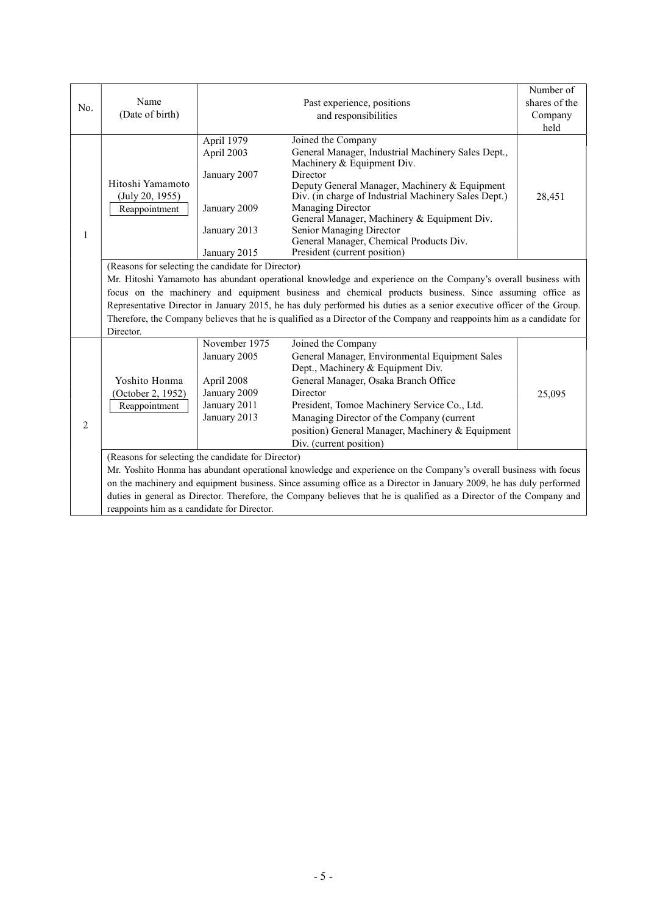| No. | Name (Date of birth) | Past experience, positions and responsibilities | | Number of shares of the Company held |
|---|---|---|---|---|
| 1 | Hitoshi Yamamoto (July 20, 1955) Reappointment | April 1979 | Joined the Company | 28,451 |
| | | April 2003 | General Manager, Industrial Machinery Sales Dept., Machinery & Equipment Div. | |
| | | January 2007 | Director<br>Deputy General Manager, Machinery & Equipment Div. (in charge of Industrial Machinery Sales Dept.) | |
| | | January 2009 | Managing Director<br>General Manager, Machinery & Equipment Div. | |
| | | January 2013 | Senior Managing Director<br>General Manager, Chemical Products Div. | |
| | | January 2015 | President (current position) | |
| | (Reasons for selecting the candidate for Director)<br>Mr. Hitoshi Yamamoto has abundant operational knowledge and experience on the Company's overall business with focus on the machinery and equipment business and chemical products business. Since assuming office as Representative Director in January 2015, he has duly performed his duties as a senior executive officer of the Group. Therefore, the Company believes that he is qualified as a Director of the Company and reappoints him as a candidate for Director. | | | |
| 2 | Yoshito Honma (October 2, 1952) Reappointment | November 1975 | Joined the Company | 25,095 |
| | | January 2005 | General Manager, Environmental Equipment Sales Dept., Machinery & Equipment Div. | |
| | | April 2008 | General Manager, Osaka Branch Office | |
| | | January 2009 | Director | |
| | | January 2011 | President, Tomoe Machinery Service Co., Ltd. | |
| | | January 2013 | Managing Director of the Company (current position) General Manager, Machinery & Equipment Div. (current position) | |
| | (Reasons for selecting the candidate for Director)<br>Mr. Yoshito Honma has abundant operational knowledge and experience on the Company's overall business with focus on the machinery and equipment business. Since assuming office as a Director in January 2009, he has duly performed duties in general as Director. Therefore, the Company believes that he is qualified as a Director of the Company and reappoints him as a candidate for Director. | | | |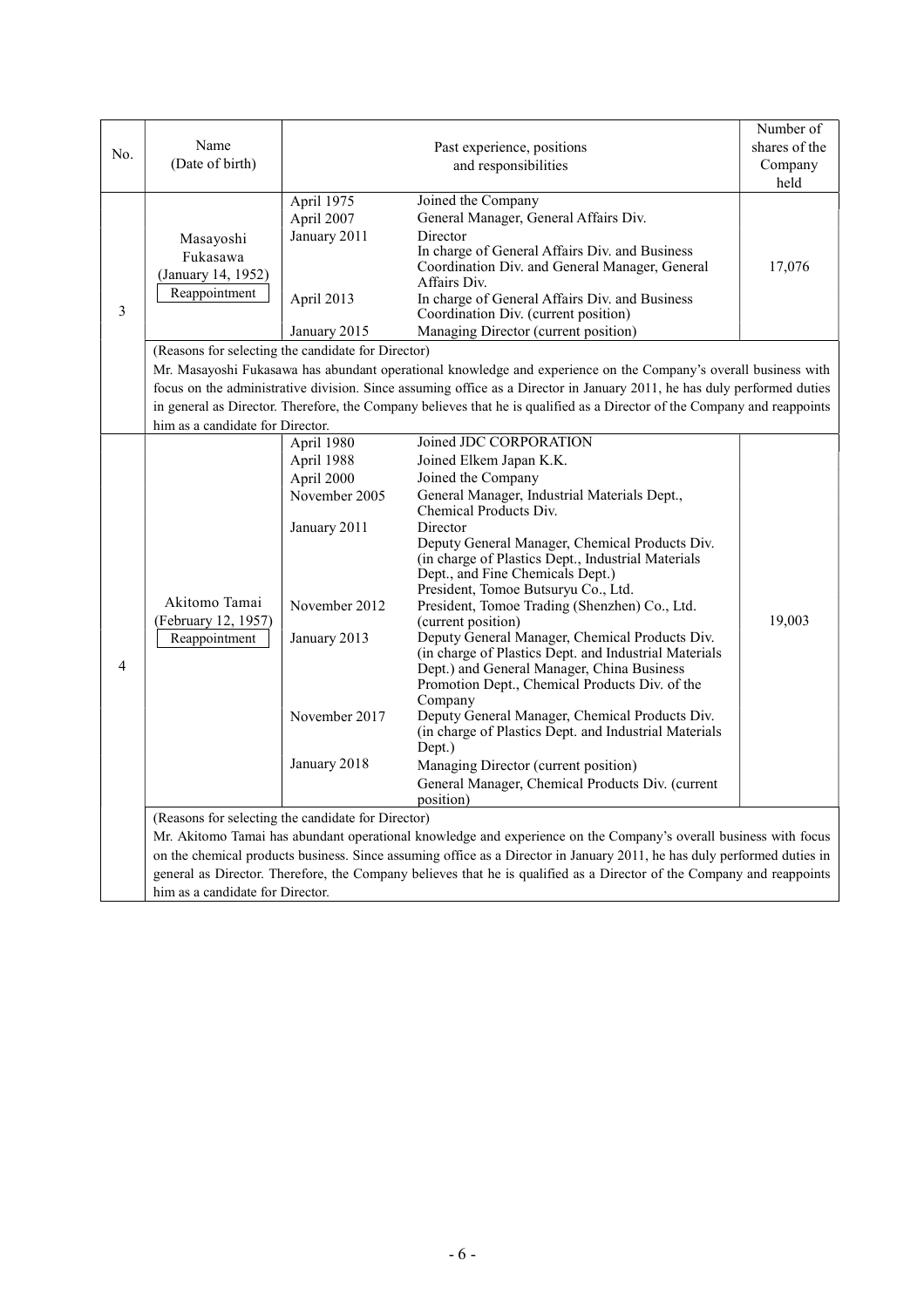| No. | Name (Date of birth) | Past experience, positions and responsibilities | | Number of shares of the Company held |
|---|---|---|---|---|
| 3 | Masayoshi Fukasawa (January 14, 1952) Reappointment | April 1975 | Joined the Company | 17,076 |
| | | April 2007 | General Manager, General Affairs Div. | |
| | | January 2011 | Director<br>In charge of General Affairs Div. and Business Coordination Div. and General Manager, General Affairs Div. | |
| | | April 2013 | In charge of General Affairs Div. and Business Coordination Div. (current position) | |
| | | January 2015 | Managing Director (current position) | |
| | (Reasons for selecting the candidate for Director)<br>Mr. Masayoshi Fukasawa has abundant operational knowledge and experience on the Company's overall business with focus on the administrative division. Since assuming office as a Director in January 2011, he has duly performed duties in general as Director. Therefore, the Company believes that he is qualified as a Director of the Company and reappoints him as a candidate for Director. | | | |
| 4 | Akitomo Tamai (February 12, 1957) Reappointment | April 1980 | Joined JDC CORPORATION | 19,003 |
| | | April 1988 | Joined Elkem Japan K.K. | |
| | | April 2000 | Joined the Company | |
| | | November 2005 | General Manager, Industrial Materials Dept., Chemical Products Div. | |
| | | January 2011 | Director<br>Deputy General Manager, Chemical Products Div. (in charge of Plastics Dept., Industrial Materials Dept., and Fine Chemicals Dept.)<br>President, Tomoe Butsuryu Co., Ltd. | |
| | | November 2012 | President, Tomoe Trading (Shenzhen) Co., Ltd. (current position) | |
| | | January 2013 | Deputy General Manager, Chemical Products Div. (in charge of Plastics Dept. and Industrial Materials Dept.) and General Manager, China Business Promotion Dept., Chemical Products Div. of the Company | |
| | | November 2017 | Deputy General Manager, Chemical Products Div. (in charge of Plastics Dept. and Industrial Materials Dept.) | |
| | | January 2018 | Managing Director (current position)<br>General Manager, Chemical Products Div. (current position) | |
| | (Reasons for selecting the candidate for Director)<br>Mr. Akitomo Tamai has abundant operational knowledge and experience on the Company's overall business with focus on the chemical products business. Since assuming office as a Director in January 2011, he has duly performed duties in general as Director. Therefore, the Company believes that he is qualified as a Director of the Company and reappoints him as a candidate for Director. | | | |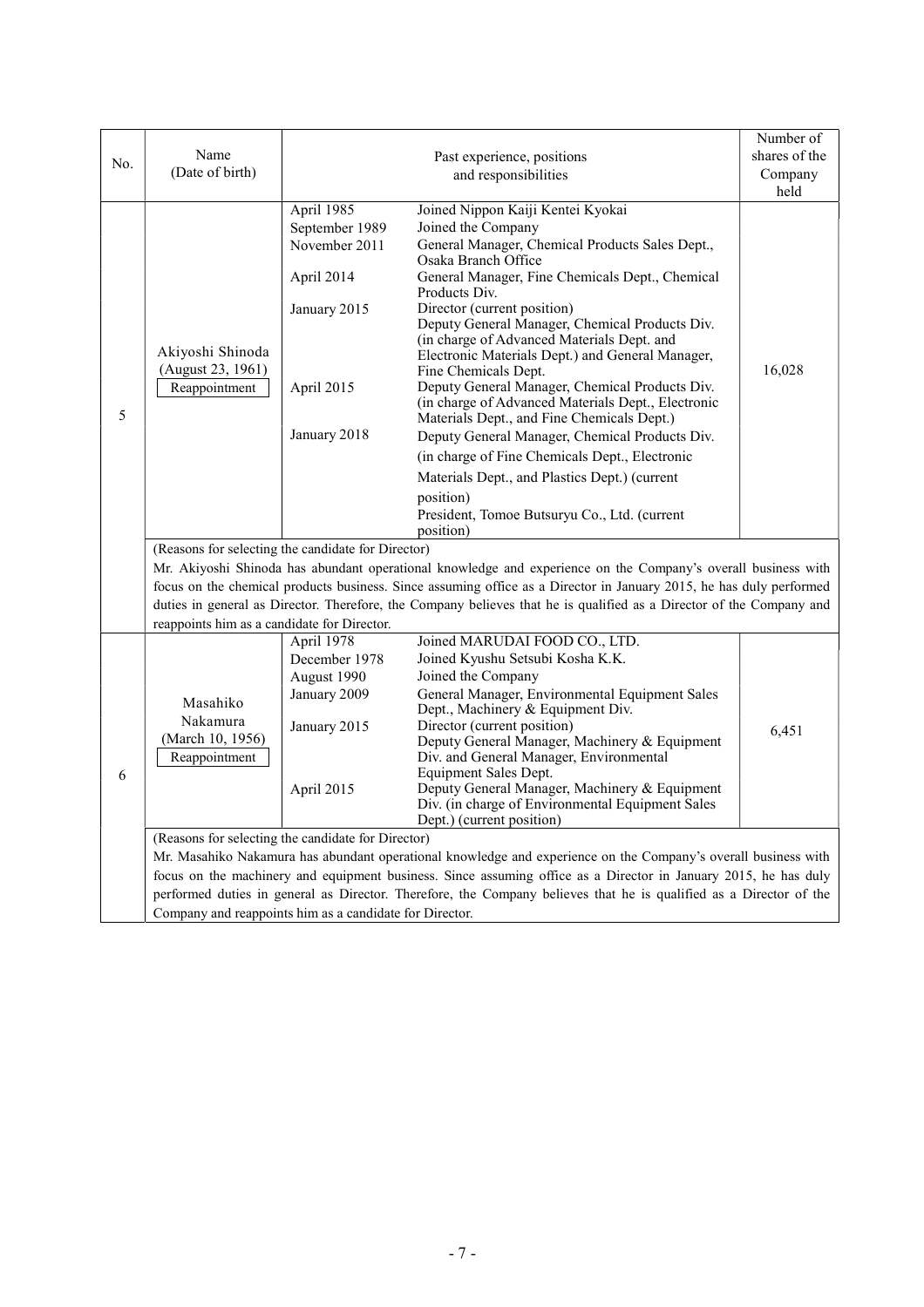| No. | Name (Date of birth) | Past experience, positions and responsibilities | | Number of shares of the Company held |
|---|---|---|---|---|
| 5 | Akiyoshi Shinoda (August 23, 1961) Reappointment | April 1985 | Joined Nippon Kaiji Kentei Kyokai | 16,028 |
| | | September 1989 | Joined the Company | |
| | | November 2011 | General Manager, Chemical Products Sales Dept., Osaka Branch Office | |
| | | April 2014 | General Manager, Fine Chemicals Dept., Chemical Products Div. | |
| | | January 2015 | Director (current position) Deputy General Manager, Chemical Products Div. (in charge of Advanced Materials Dept. and Electronic Materials Dept.) and General Manager, Fine Chemicals Dept. | |
| | | April 2015 | Deputy General Manager, Chemical Products Div. (in charge of Advanced Materials Dept., Electronic Materials Dept., and Fine Chemicals Dept.) | |
| | | January 2018 | Deputy General Manager, Chemical Products Div. (in charge of Fine Chemicals Dept., Electronic Materials Dept., and Plastics Dept.) (current position) President, Tomoe Butsuryu Co., Ltd. (current position) | |
| | (Reasons for selecting the candidate for Director) Mr. Akiyoshi Shinoda has abundant operational knowledge and experience on the Company's overall business with focus on the chemical products business. Since assuming office as a Director in January 2015, he has duly performed duties in general as Director. Therefore, the Company believes that he is qualified as a Director of the Company and reappoints him as a candidate for Director. | | | |
| 6 | Masahiko Nakamura (March 10, 1956) Reappointment | April 1978 | Joined MARUDAI FOOD CO., LTD. | 6,451 |
| | | December 1978 | Joined Kyushu Setsubi Kosha K.K. | |
| | | August 1990 | Joined the Company | |
| | | January 2009 | General Manager, Environmental Equipment Sales Dept., Machinery & Equipment Div. | |
| | | January 2015 | Director (current position) Deputy General Manager, Machinery & Equipment Div. and General Manager, Environmental Equipment Sales Dept. | |
| | | April 2015 | Deputy General Manager, Machinery & Equipment Div. (in charge of Environmental Equipment Sales Dept.) (current position) | |
| | (Reasons for selecting the candidate for Director) Mr. Masahiko Nakamura has abundant operational knowledge and experience on the Company's overall business with focus on the machinery and equipment business. Since assuming office as a Director in January 2015, he has duly performed duties in general as Director. Therefore, the Company believes that he is qualified as a Director of the Company and reappoints him as a candidate for Director. | | | |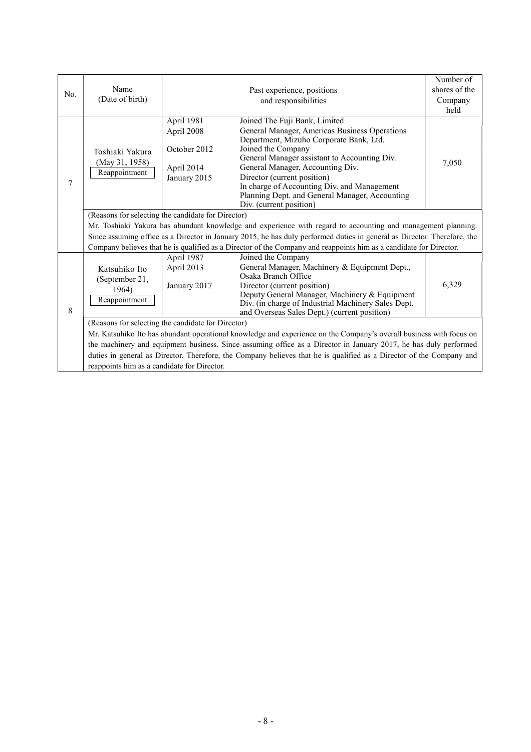| No. | Name (Date of birth) | Past experience, positions and responsibilities | | Number of shares of the Company held |
|---|---|---|---|---|
| 7 | Toshiaki Yakura (May 31, 1958) Reappointment | April 1981 | Joined The Fuji Bank, Limited | 7,050 |
| | | April 2008 | General Manager, Americas Business Operations Department, Mizuho Corporate Bank, Ltd. | |
| | | October 2012 | Joined the Company<br>General Manager assistant to Accounting Div. | |
| | | April 2014 | General Manager, Accounting Div. | |
| | | January 2015 | Director (current position)<br>In charge of Accounting Div. and Management Planning Dept. and General Manager, Accounting Div. (current position) | |
| | (Reasons for selecting the candidate for Director)<br>Mr. Toshiaki Yakura has abundant knowledge and experience with regard to accounting and management planning. Since assuming office as a Director in January 2015, he has duly performed duties in general as Director. Therefore, the Company believes that he is qualified as a Director of the Company and reappoints him as a candidate for Director. | | | |
| 8 | Katsuhiko Ito (September 21, 1964) Reappointment | April 1987 | Joined the Company | 6,329 |
| | | April 2013 | General Manager, Machinery & Equipment Dept., Osaka Branch Office | |
| | | January 2017 | Director (current position)<br>Deputy General Manager, Machinery & Equipment Div. (in charge of Industrial Machinery Sales Dept. and Overseas Sales Dept.) (current position) | |
| | (Reasons for selecting the candidate for Director)<br>Mr. Katsuhiko Ito has abundant operational knowledge and experience on the Company's overall business with focus on the machinery and equipment business. Since assuming office as a Director in January 2017, he has duly performed duties in general as Director. Therefore, the Company believes that he is qualified as a Director of the Company and reappoints him as a candidate for Director. | | | |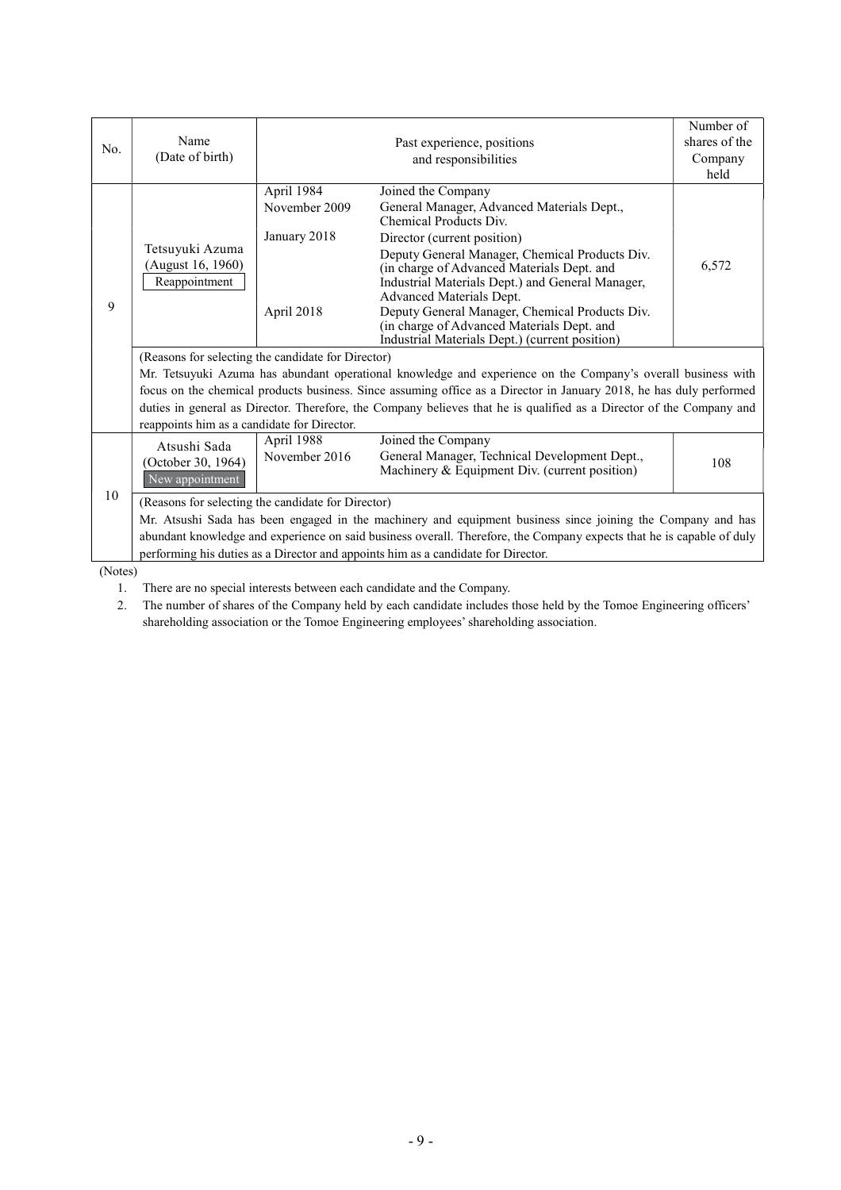| No. | Name (Date of birth) | Past experience, positions and responsibilities | | Number of shares of the Company held |
|---|---|---|---|---|
| 9 | Tetsuyuki Azuma (August 16, 1960) Reappointment | April 1984 | Joined the Company | 6,572 |
| | | November 2009 | General Manager, Advanced Materials Dept., Chemical Products Div. | |
| | | January 2018 | Director (current position) Deputy General Manager, Chemical Products Div. (in charge of Advanced Materials Dept. and Industrial Materials Dept.) and General Manager, Advanced Materials Dept. | |
| | | April 2018 | Deputy General Manager, Chemical Products Div. (in charge of Advanced Materials Dept. and Industrial Materials Dept.) (current position) | |
| | (Reasons for selecting the candidate for Director) Mr. Tetsuyuki Azuma has abundant operational knowledge and experience on the Company's overall business with focus on the chemical products business. Since assuming office as a Director in January 2018, he has duly performed duties in general as Director. Therefore, the Company believes that he is qualified as a Director of the Company and reappoints him as a candidate for Director. | | | |
| 10 | Atsushi Sada (October 30, 1964) New appointment | April 1988 | Joined the Company | 108 |
| | | November 2016 | General Manager, Technical Development Dept., Machinery & Equipment Div. (current position) | |
| | (Reasons for selecting the candidate for Director) Mr. Atsushi Sada has been engaged in the machinery and equipment business since joining the Company and has abundant knowledge and experience on said business overall. Therefore, the Company expects that he is capable of duly performing his duties as a Director and appoints him as a candidate for Director. | | | |

(Notes)

1. There are no special interests between each candidate and the Company.
2. The number of shares of the Company held by each candidate includes those held by the Tomoe Engineering officers' shareholding association or the Tomoe Engineering employees' shareholding association.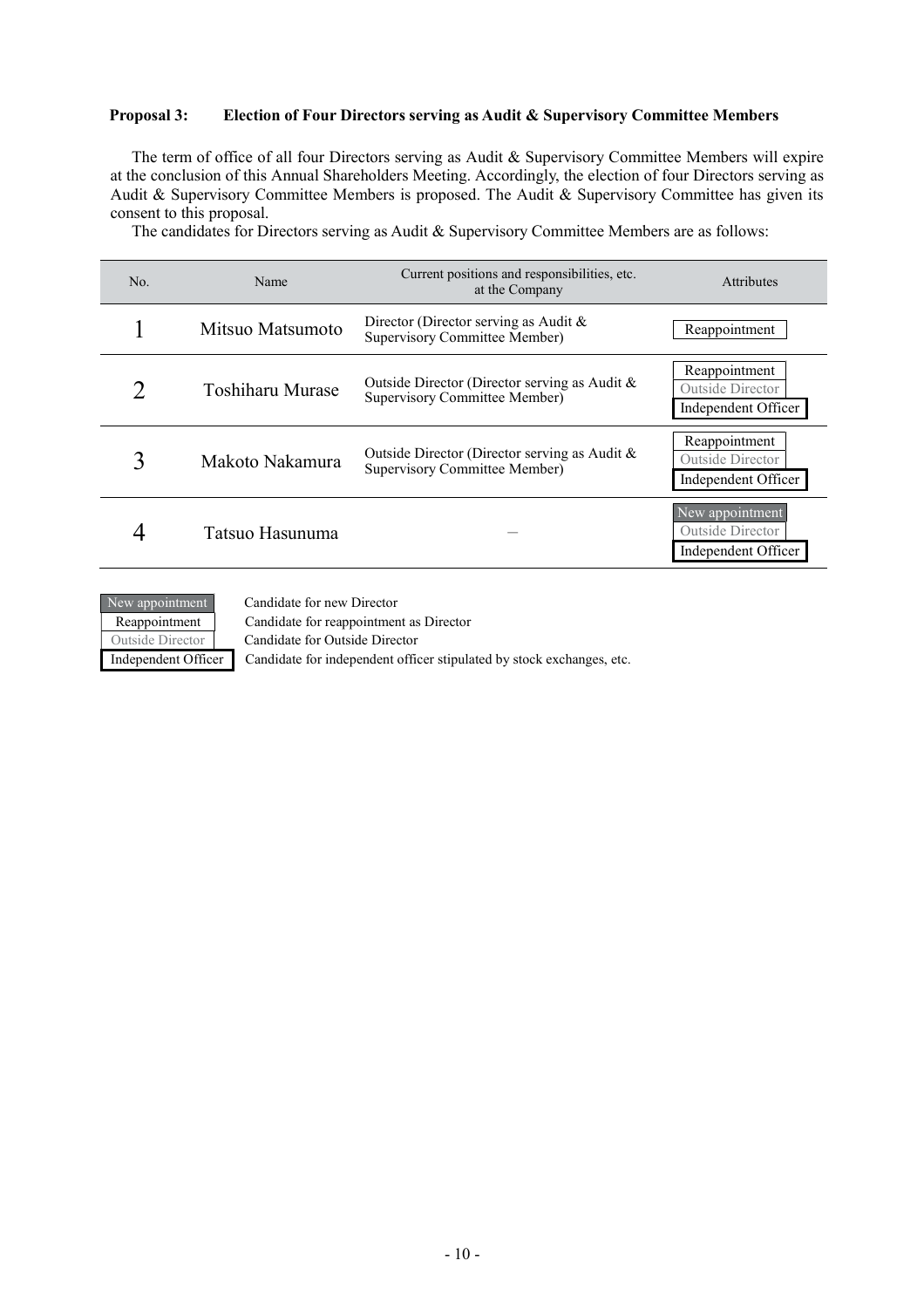**Proposal 3: Election of Four Directors serving as Audit & Supervisory Committee Members**

The term of office of all four Directors serving as Audit & Supervisory Committee Members will expire at the conclusion of this Annual Shareholders Meeting. Accordingly, the election of four Directors serving as Audit & Supervisory Committee Members is proposed. The Audit & Supervisory Committee has given its consent to this proposal.

The candidates for Directors serving as Audit & Supervisory Committee Members are as follows:

| No. | Name | Current positions and responsibilities, etc. at the Company | Attributes |
|---|---|---|---|
| 1 | Mitsuo Matsumoto | Director (Director serving as Audit & Supervisory Committee Member) | Reappointment |
| 2 | Toshiharu Murase | Outside Director (Director serving as Audit & Supervisory Committee Member) | Reappointment<br>Outside Director<br>Independent Officer |
| 3 | Makoto Nakamura | Outside Director (Director serving as Audit & Supervisory Committee Member) | Reappointment<br>Outside Director<br>Independent Officer |
| 4 | Tatsuo Hasunuma | – | New appointment<br>Outside Director<br>Independent Officer |

| | |
|---|---|
| New appointment | Candidate for new Director |
| Reappointment | Candidate for reappointment as Director |
| Outside Director | Candidate for Outside Director |
| Independent Officer | Candidate for independent officer stipulated by stock exchanges, etc. |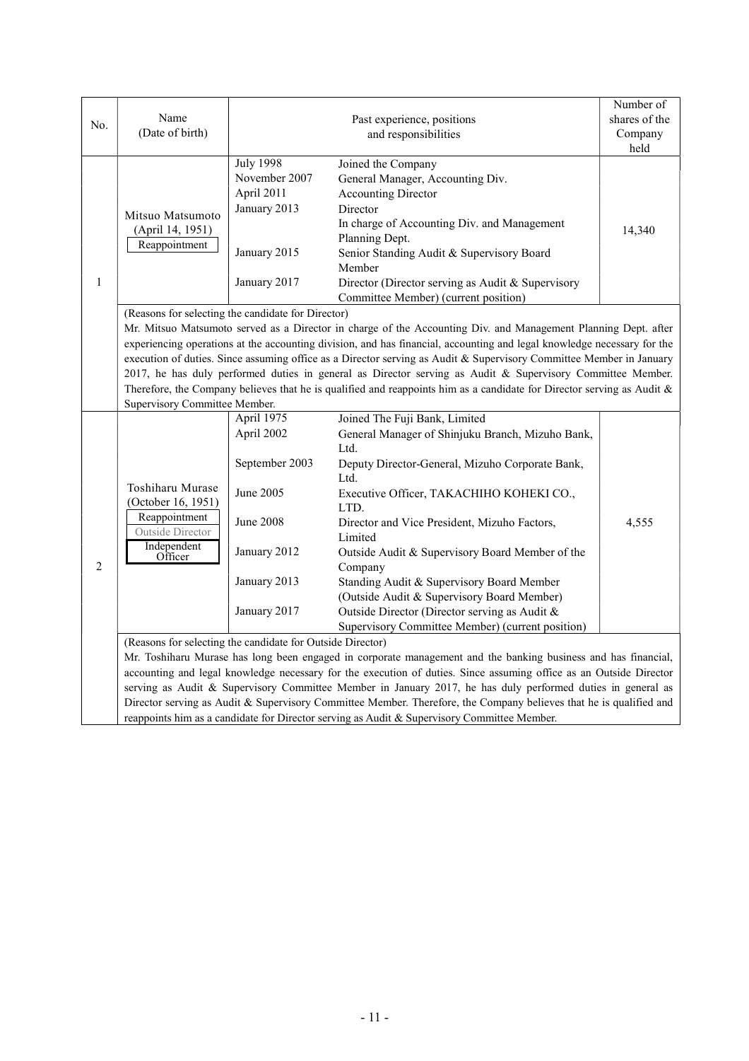| No. | Name (Date of birth) | Past experience, positions and responsibilities | | Number of shares of the Company held |
|---|---|---|---|---|
| 1 | Mitsuo Matsumoto (April 14, 1951) Reappointment | July 1998 | Joined the Company | 14,340 |
| | | November 2007 | General Manager, Accounting Div. | |
| | | April 2011 | Accounting Director | |
| | | January 2013 | Director<br>In charge of Accounting Div. and Management Planning Dept. | |
| | | January 2015 | Senior Standing Audit & Supervisory Board Member | |
| | | January 2017 | Director (Director serving as Audit & Supervisory Committee Member) (current position) | |
| | (Reasons for selecting the candidate for Director)<br>Mr. Mitsuo Matsumoto served as a Director in charge of the Accounting Div. and Management Planning Dept. after experiencing operations at the accounting division, and has financial, accounting and legal knowledge necessary for the execution of duties. Since assuming office as a Director serving as Audit & Supervisory Committee Member in January 2017, he has duly performed duties in general as Director serving as Audit & Supervisory Committee Member. Therefore, the Company believes that he is qualified and reappoints him as a candidate for Director serving as Audit & Supervisory Committee Member. | | | |
| 2 | Toshiharu Murase (October 16, 1951) Reappointment Outside Director Independent Officer | April 1975 | Joined The Fuji Bank, Limited | 4,555 |
| | | April 2002 | General Manager of Shinjuku Branch, Mizuho Bank, Ltd. | |
| | | September 2003 | Deputy Director-General, Mizuho Corporate Bank, Ltd. | |
| | | June 2005 | Executive Officer, TAKACHIHO KOHEKI CO., LTD. | |
| | | June 2008 | Director and Vice President, Mizuho Factors, Limited | |
| | | January 2012 | Outside Audit & Supervisory Board Member of the Company | |
| | | January 2013 | Standing Audit & Supervisory Board Member (Outside Audit & Supervisory Board Member) | |
| | | January 2017 | Outside Director (Director serving as Audit & Supervisory Committee Member) (current position) | |
| | (Reasons for selecting the candidate for Outside Director)<br>Mr. Toshiharu Murase has long been engaged in corporate management and the banking business and has financial, accounting and legal knowledge necessary for the execution of duties. Since assuming office as an Outside Director serving as Audit & Supervisory Committee Member in January 2017, he has duly performed duties in general as Director serving as Audit & Supervisory Committee Member. Therefore, the Company believes that he is qualified and reappoints him as a candidate for Director serving as Audit & Supervisory Committee Member. | | | |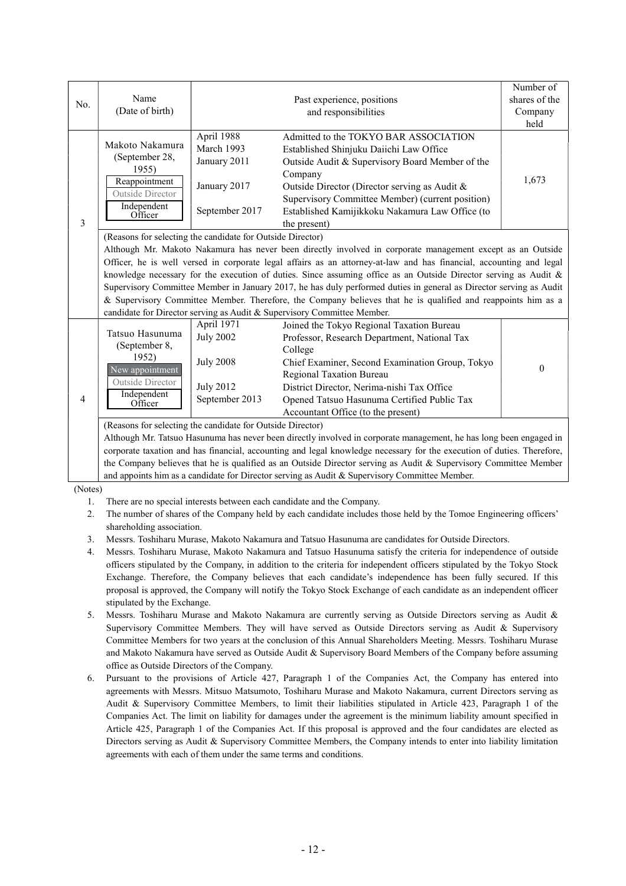| No. | Name (Date of birth) | Past experience, positions and responsibilities | | Number of shares of the Company held |
|---|---|---|---|---|
| 3 | Makoto Nakamura (September 28, 1955) Reappointment Outside Director Independent Officer | April 1988 | Admitted to the TOKYO BAR ASSOCIATION | 1,673 |
| | | March 1993 | Established Shinjuku Daiichi Law Office | |
| | | January 2011 | Outside Audit & Supervisory Board Member of the Company | |
| | | January 2017 | Outside Director (Director serving as Audit & Supervisory Committee Member) (current position) | |
| | | September 2017 | Established Kamijikkoku Nakamura Law Office (to the present) | |
| | (Reasons for selecting the candidate for Outside Director) Although Mr. Makoto Nakamura has never been directly involved in corporate management except as an Outside Officer, he is well versed in corporate legal affairs as an attorney-at-law and has financial, accounting and legal knowledge necessary for the execution of duties. Since assuming office as an Outside Director serving as Audit & Supervisory Committee Member in January 2017, he has duly performed duties in general as Director serving as Audit & Supervisory Committee Member. Therefore, the Company believes that he is qualified and reappoints him as a candidate for Director serving as Audit & Supervisory Committee Member. | | | |
| 4 | Tatsuo Hasunuma (September 8, 1952) New appointment Outside Director Independent Officer | April 1971 | Joined the Tokyo Regional Taxation Bureau | 0 |
| | | July 2002 | Professor, Research Department, National Tax College | |
| | | July 2008 | Chief Examiner, Second Examination Group, Tokyo Regional Taxation Bureau | |
| | | July 2012 | District Director, Nerima-nishi Tax Office | |
| | | September 2013 | Opened Tatsuo Hasunuma Certified Public Tax Accountant Office (to the present) | |
| | (Reasons for selecting the candidate for Outside Director) Although Mr. Tatsuo Hasunuma has never been directly involved in corporate management, he has long been engaged in corporate taxation and has financial, accounting and legal knowledge necessary for the execution of duties. Therefore, the Company believes that he is qualified as an Outside Director serving as Audit & Supervisory Committee Member and appoints him as a candidate for Director serving as Audit & Supervisory Committee Member. | | | |

(Notes)

1. There are no special interests between each candidate and the Company.
2. The number of shares of the Company held by each candidate includes those held by the Tomoe Engineering officers' shareholding association.
3. Messrs. Toshiharu Murase, Makoto Nakamura and Tatsuo Hasunuma are candidates for Outside Directors.
4. Messrs. Toshiharu Murase, Makoto Nakamura and Tatsuo Hasunuma satisfy the criteria for independence of outside officers stipulated by the Company, in addition to the criteria for independent officers stipulated by the Tokyo Stock Exchange. Therefore, the Company believes that each candidate's independence has been fully secured. If this proposal is approved, the Company will notify the Tokyo Stock Exchange of each candidate as an independent officer stipulated by the Exchange.
5. Messrs. Toshiharu Murase and Makoto Nakamura are currently serving as Outside Directors serving as Audit & Supervisory Committee Members. They will have served as Outside Directors serving as Audit & Supervisory Committee Members for two years at the conclusion of this Annual Shareholders Meeting. Messrs. Toshiharu Murase and Makoto Nakamura have served as Outside Audit & Supervisory Board Members of the Company before assuming office as Outside Directors of the Company.
6. Pursuant to the provisions of Article 427, Paragraph 1 of the Companies Act, the Company has entered into agreements with Messrs. Mitsuo Matsumoto, Toshiharu Murase and Makoto Nakamura, current Directors serving as Audit & Supervisory Committee Members, to limit their liabilities stipulated in Article 423, Paragraph 1 of the Companies Act. The limit on liability for damages under the agreement is the minimum liability amount specified in Article 425, Paragraph 1 of the Companies Act. If this proposal is approved and the four candidates are elected as Directors serving as Audit & Supervisory Committee Members, the Company intends to enter into liability limitation agreements with each of them under the same terms and conditions.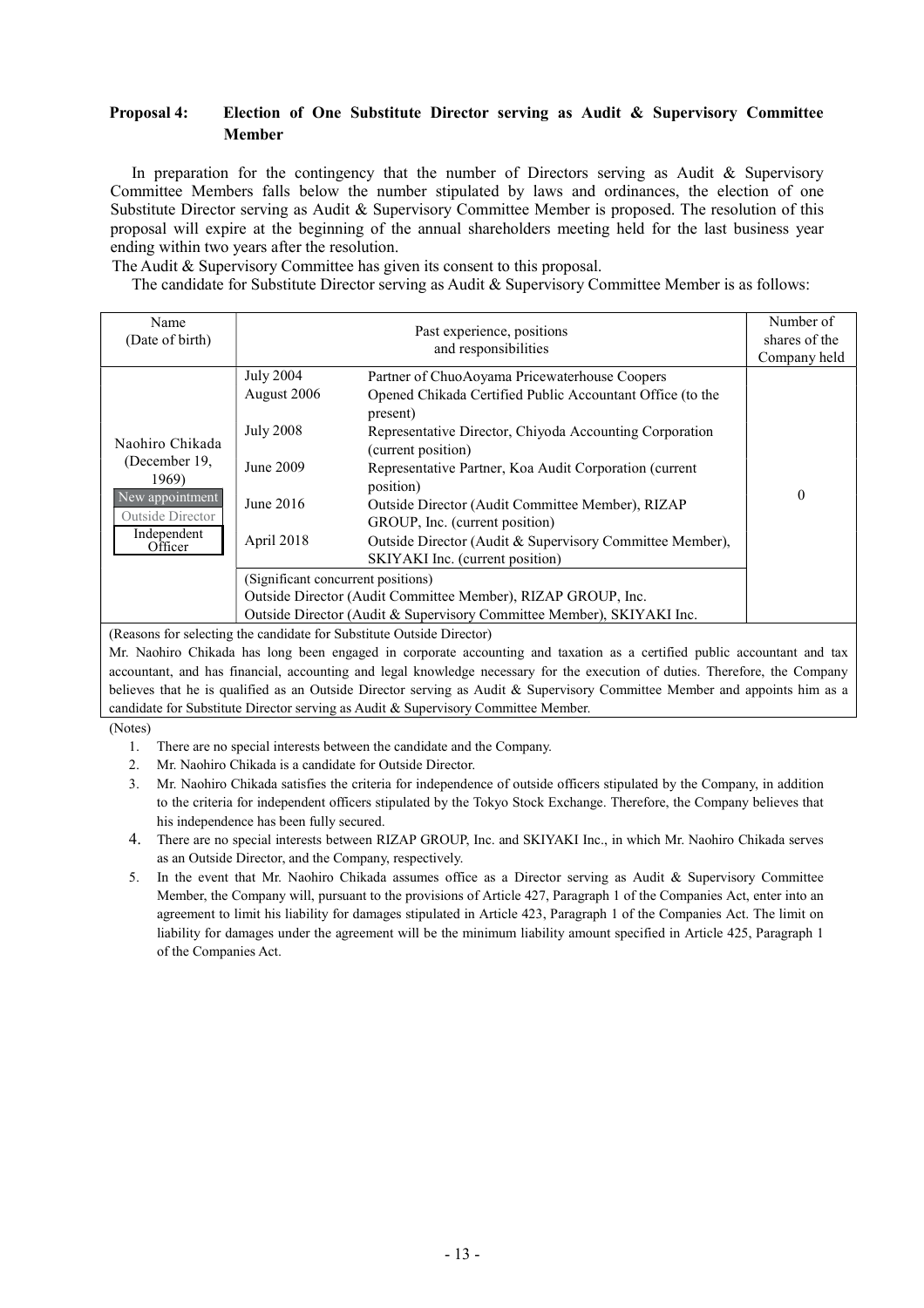**Proposal 4: Election of One Substitute Director serving as Audit & Supervisory Committee Member**

In preparation for the contingency that the number of Directors serving as Audit & Supervisory Committee Members falls below the number stipulated by laws and ordinances, the election of one Substitute Director serving as Audit & Supervisory Committee Member is proposed. The resolution of this proposal will expire at the beginning of the annual shareholders meeting held for the last business year ending within two years after the resolution.

The Audit & Supervisory Committee has given its consent to this proposal.

The candidate for Substitute Director serving as Audit & Supervisory Committee Member is as follows:

| Name (Date of birth) | Past experience, positions and responsibilities | | Number of shares of the Company held |
|---|---|---|---|
| Naohiro Chikada (December 19, 1969) New appointment Outside Director Independent Officer | July 2004 | Partner of ChuoAoyama Pricewaterhouse Coopers | 0 |
| | August 2006 | Opened Chikada Certified Public Accountant Office (to the present) | |
| | July 2008 | Representative Director, Chiyoda Accounting Corporation (current position) | |
| | June 2009 | Representative Partner, Koa Audit Corporation (current position) | |
| | June 2016 | Outside Director (Audit Committee Member), RIZAP GROUP, Inc. (current position) | |
| | April 2018 | Outside Director (Audit & Supervisory Committee Member), SKIYAKI Inc. (current position) | |
| | (Significant concurrent positions) Outside Director (Audit Committee Member), RIZAP GROUP, Inc. Outside Director (Audit & Supervisory Committee Member), SKIYAKI Inc. | | |

(Reasons for selecting the candidate for Substitute Outside Director)

Mr. Naohiro Chikada has long been engaged in corporate accounting and taxation as a certified public accountant and tax accountant, and has financial, accounting and legal knowledge necessary for the execution of duties. Therefore, the Company believes that he is qualified as an Outside Director serving as Audit & Supervisory Committee Member and appoints him as a candidate for Substitute Director serving as Audit & Supervisory Committee Member.

(Notes)

1. There are no special interests between the candidate and the Company.
2. Mr. Naohiro Chikada is a candidate for Outside Director.
3. Mr. Naohiro Chikada satisfies the criteria for independence of outside officers stipulated by the Company, in addition to the criteria for independent officers stipulated by the Tokyo Stock Exchange. Therefore, the Company believes that his independence has been fully secured.
4. There are no special interests between RIZAP GROUP, Inc. and SKIYAKI Inc., in which Mr. Naohiro Chikada serves as an Outside Director, and the Company, respectively.
5. In the event that Mr. Naohiro Chikada assumes office as a Director serving as Audit & Supervisory Committee Member, the Company will, pursuant to the provisions of Article 427, Paragraph 1 of the Companies Act, enter into an agreement to limit his liability for damages stipulated in Article 423, Paragraph 1 of the Companies Act. The limit on liability for damages under the agreement will be the minimum liability amount specified in Article 425, Paragraph 1 of the Companies Act.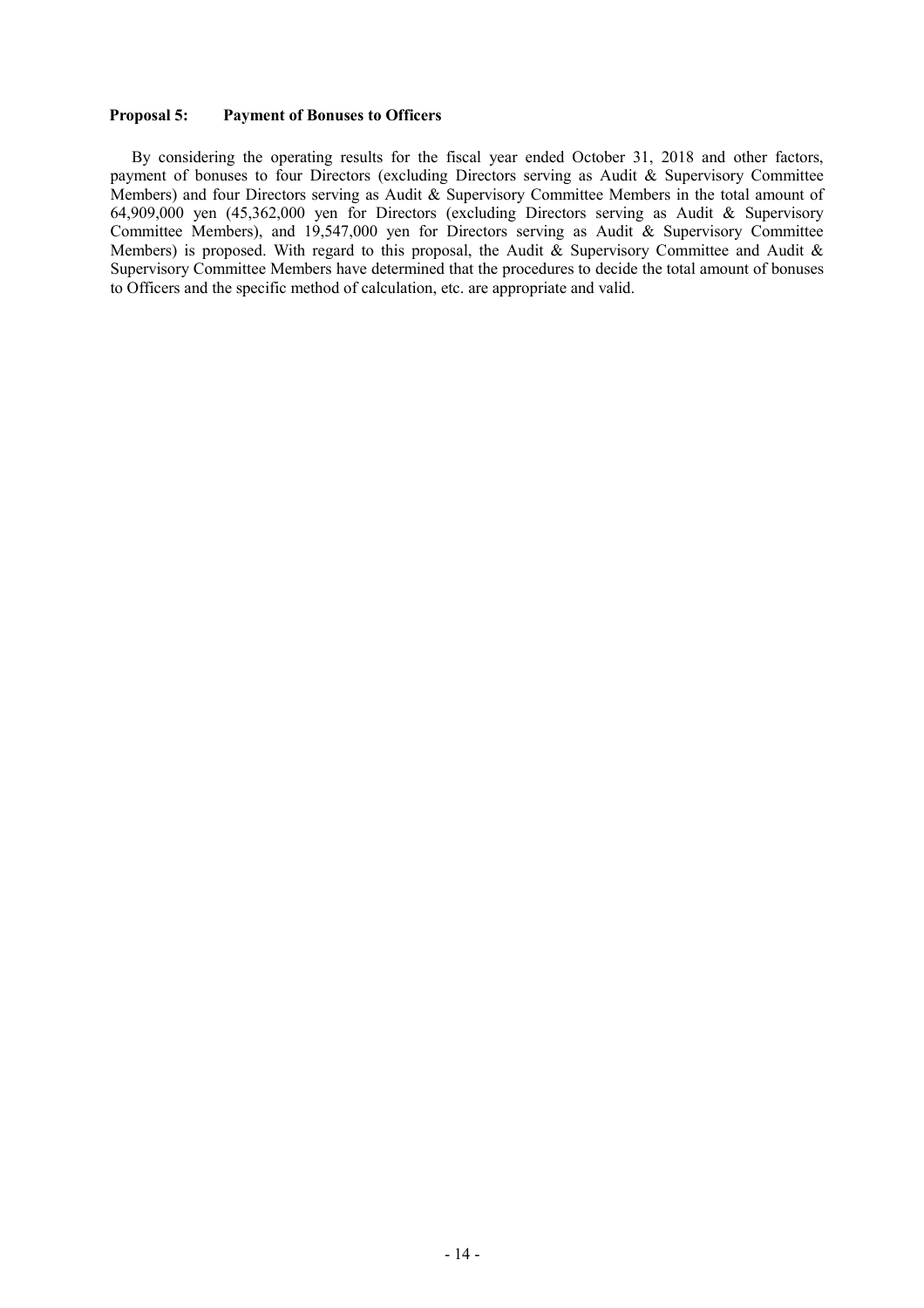**Proposal 5: Payment of Bonuses to Officers**

By considering the operating results for the fiscal year ended October 31, 2018 and other factors, payment of bonuses to four Directors (excluding Directors serving as Audit & Supervisory Committee Members) and four Directors serving as Audit & Supervisory Committee Members in the total amount of 64,909,000 yen (45,362,000 yen for Directors (excluding Directors serving as Audit & Supervisory Committee Members), and 19,547,000 yen for Directors serving as Audit & Supervisory Committee Members) is proposed. With regard to this proposal, the Audit & Supervisory Committee and Audit & Supervisory Committee Members have determined that the procedures to decide the total amount of bonuses to Officers and the specific method of calculation, etc. are appropriate and valid.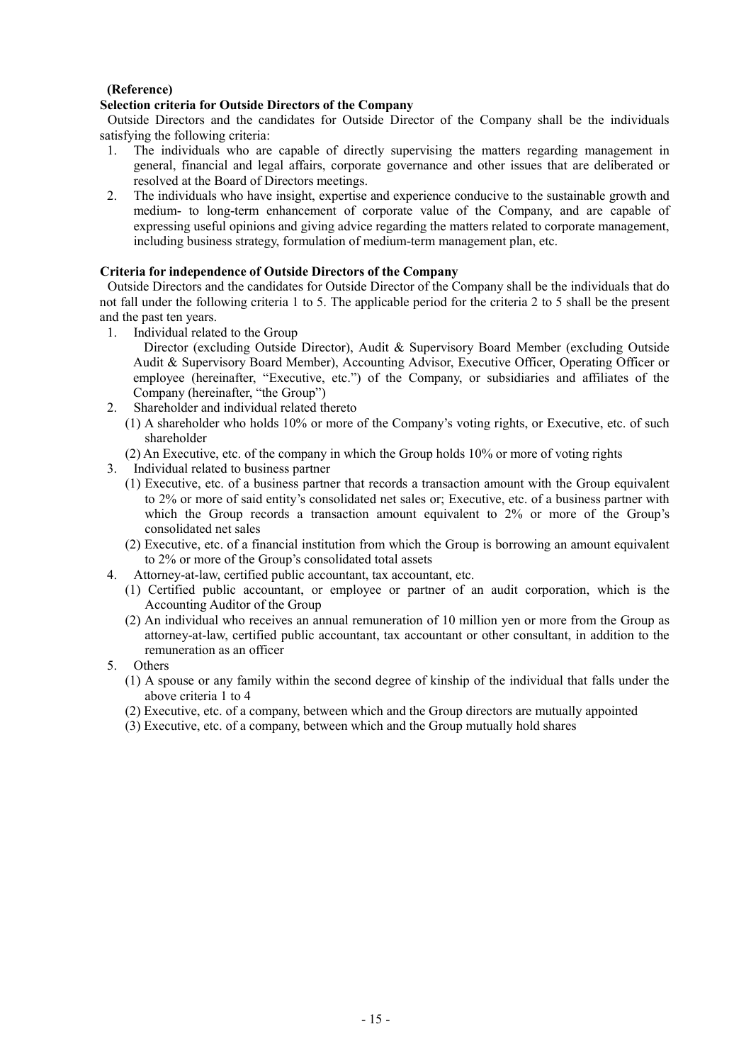**(Reference)**

**Selection criteria for Outside Directors of the Company**

Outside Directors and the candidates for Outside Director of the Company shall be the individuals satisfying the following criteria:

1. The individuals who are capable of directly supervising the matters regarding management in general, financial and legal affairs, corporate governance and other issues that are deliberated or resolved at the Board of Directors meetings.
2. The individuals who have insight, expertise and experience conducive to the sustainable growth and medium- to long-term enhancement of corporate value of the Company, and are capable of expressing useful opinions and giving advice regarding the matters related to corporate management, including business strategy, formulation of medium-term management plan, etc.

**Criteria for independence of Outside Directors of the Company**

Outside Directors and the candidates for Outside Director of the Company shall be the individuals that do not fall under the following criteria 1 to 5. The applicable period for the criteria 2 to 5 shall be the present and the past ten years.

1. Individual related to the Group

   Director (excluding Outside Director), Audit & Supervisory Board Member (excluding Outside Audit & Supervisory Board Member), Accounting Advisor, Executive Officer, Operating Officer or employee (hereinafter, "Executive, etc.") of the Company, or subsidiaries and affiliates of the Company (hereinafter, "the Group")

2. Shareholder and individual related thereto
   (1) A shareholder who holds 10% or more of the Company's voting rights, or Executive, etc. of such shareholder
   (2) An Executive, etc. of the company in which the Group holds 10% or more of voting rights
3. Individual related to business partner
   (1) Executive, etc. of a business partner that records a transaction amount with the Group equivalent to 2% or more of said entity's consolidated net sales or; Executive, etc. of a business partner with which the Group records a transaction amount equivalent to 2% or more of the Group's consolidated net sales
   (2) Executive, etc. of a financial institution from which the Group is borrowing an amount equivalent to 2% or more of the Group's consolidated total assets
4. Attorney-at-law, certified public accountant, tax accountant, etc.
   (1) Certified public accountant, or employee or partner of an audit corporation, which is the Accounting Auditor of the Group
   (2) An individual who receives an annual remuneration of 10 million yen or more from the Group as attorney-at-law, certified public accountant, tax accountant or other consultant, in addition to the remuneration as an officer
5. Others
   (1) A spouse or any family within the second degree of kinship of the individual that falls under the above criteria 1 to 4
   (2) Executive, etc. of a company, between which and the Group directors are mutually appointed
   (3) Executive, etc. of a company, between which and the Group mutually hold shares